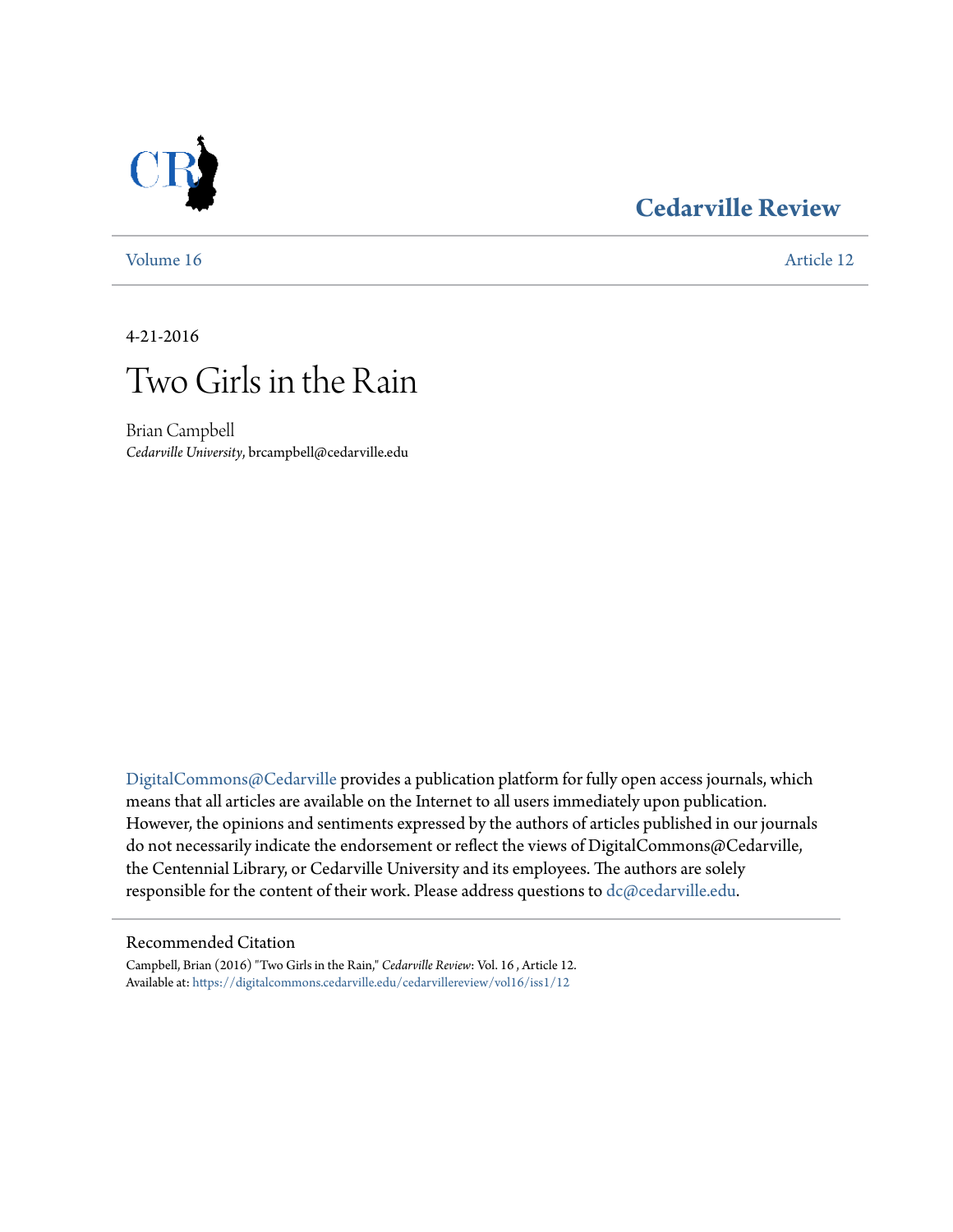# Cedarville Review

Volume 16 Article 12

4-21-2016

# Two Girls in the Rain

Brian Campbell
*Cedarville University*, brcampbell@cedarville.edu

DigitalCommons@Cedarville provides a publication platform for fully open access journals, which means that all articles are available on the Internet to all users immediately upon publication. However, the opinions and sentiments expressed by the authors of articles published in our journals do not necessarily indicate the endorsement or reflect the views of DigitalCommons@Cedarville, the Centennial Library, or Cedarville University and its employees. The authors are solely responsible for the content of their work. Please address questions to dc@cedarville.edu.

## Recommended Citation

Campbell, Brian (2016) "Two Girls in the Rain," *Cedarville Review*: Vol. 16 , Article 12.
Available at: https://digitalcommons.cedarville.edu/cedarvillereview/vol16/iss1/12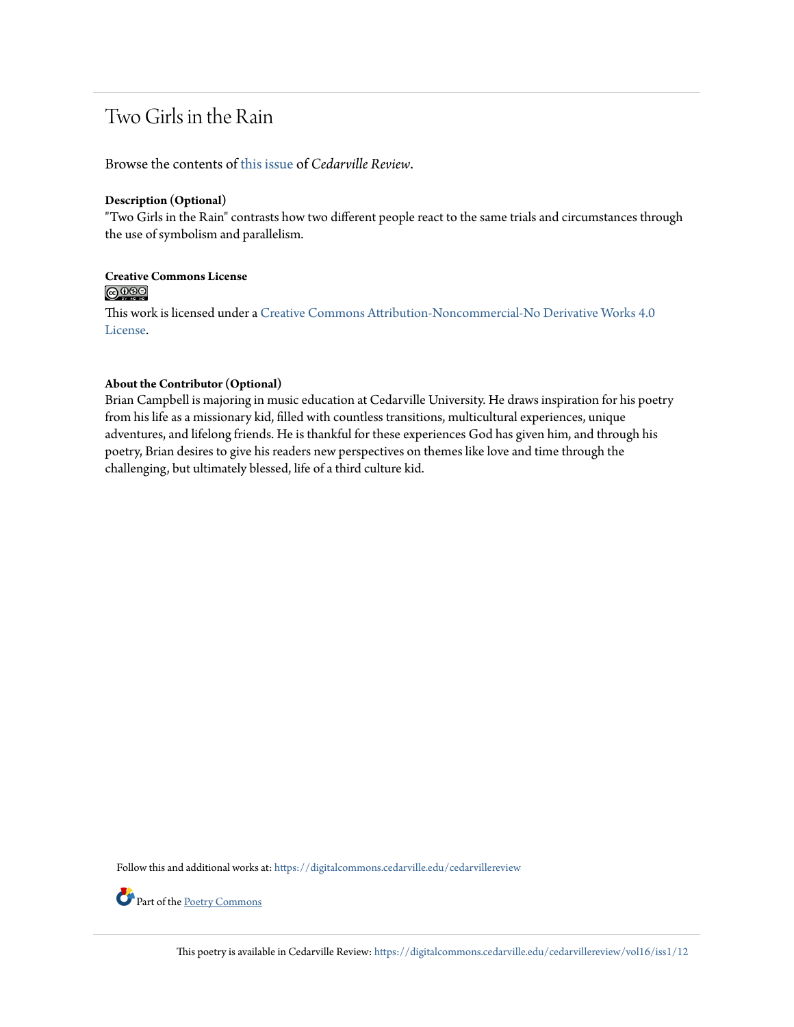# Two Girls in the Rain

Browse the contents of this issue of *Cedarville Review*.

**Description (Optional)**

"Two Girls in the Rain" contrasts how two different people react to the same trials and circumstances through the use of symbolism and parallelism.

**Creative Commons License**

This work is licensed under a Creative Commons Attribution-Noncommercial-No Derivative Works 4.0 License.

**About the Contributor (Optional)**

Brian Campbell is majoring in music education at Cedarville University. He draws inspiration for his poetry from his life as a missionary kid, filled with countless transitions, multicultural experiences, unique adventures, and lifelong friends. He is thankful for these experiences God has given him, and through his poetry, Brian desires to give his readers new perspectives on themes like love and time through the challenging, but ultimately blessed, life of a third culture kid.

Follow this and additional works at: https://digitalcommons.cedarville.edu/cedarvillereview

Part of the Poetry Commons

This poetry is available in Cedarville Review: https://digitalcommons.cedarville.edu/cedarvillereview/vol16/iss1/12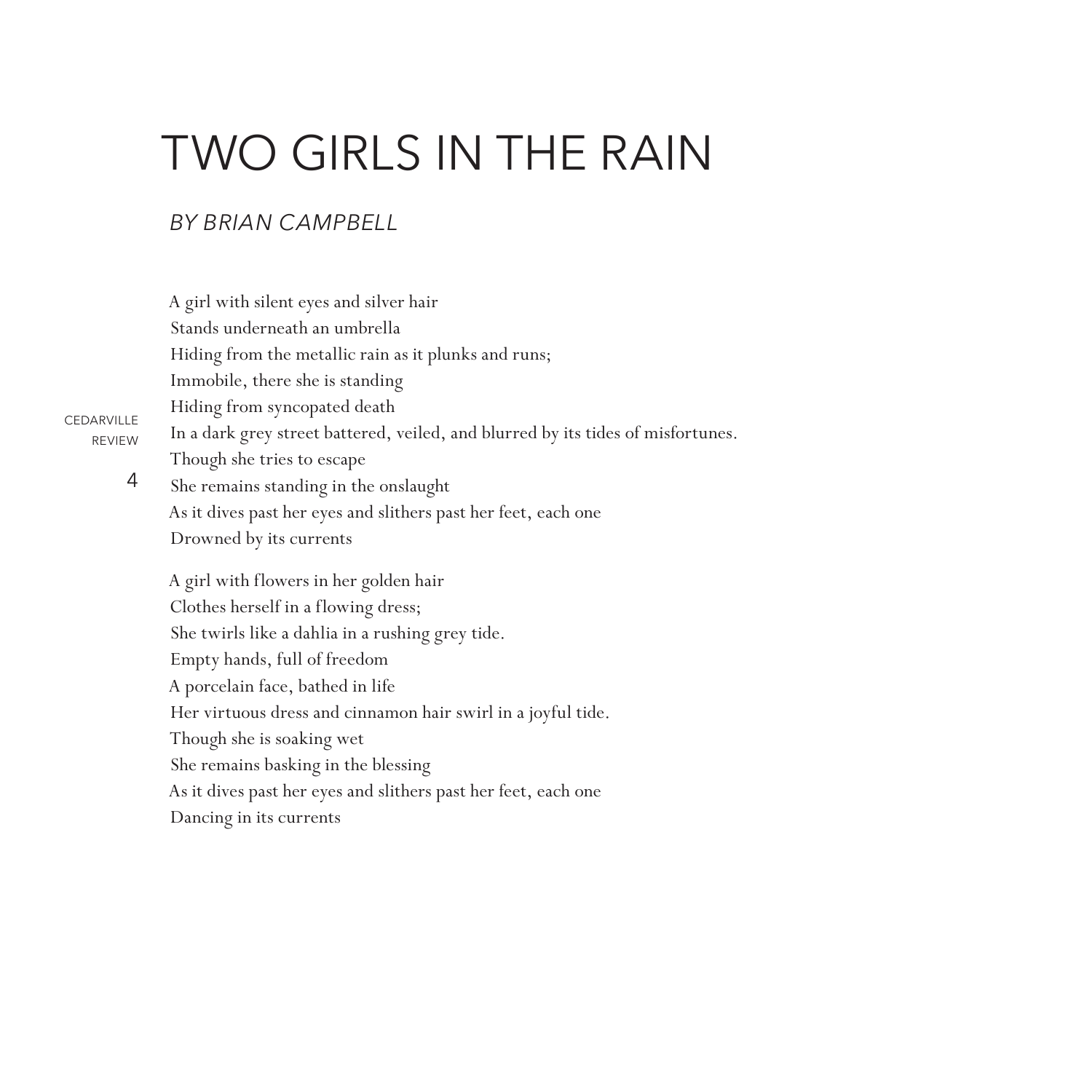# TWO GIRLS IN THE RAIN

*BY BRIAN CAMPBELL*

A girl with silent eyes and silver hair  
Stands underneath an umbrella  
Hiding from the metallic rain as it plunks and runs;  
Immobile, there she is standing  
Hiding from syncopated death  
In a dark grey street battered, veiled, and blurred by its tides of misfortunes.  
Though she tries to escape  
She remains standing in the onslaught  
As it dives past her eyes and slithers past her feet, each one  
Drowned by its currents

A girl with flowers in her golden hair  
Clothes herself in a flowing dress;  
She twirls like a dahlia in a rushing grey tide.  
Empty hands, full of freedom  
A porcelain face, bathed in life  
Her virtuous dress and cinnamon hair swirl in a joyful tide.  
Though she is soaking wet  
She remains basking in the blessing  
As it dives past her eyes and slithers past her feet, each one  
Dancing in its currents